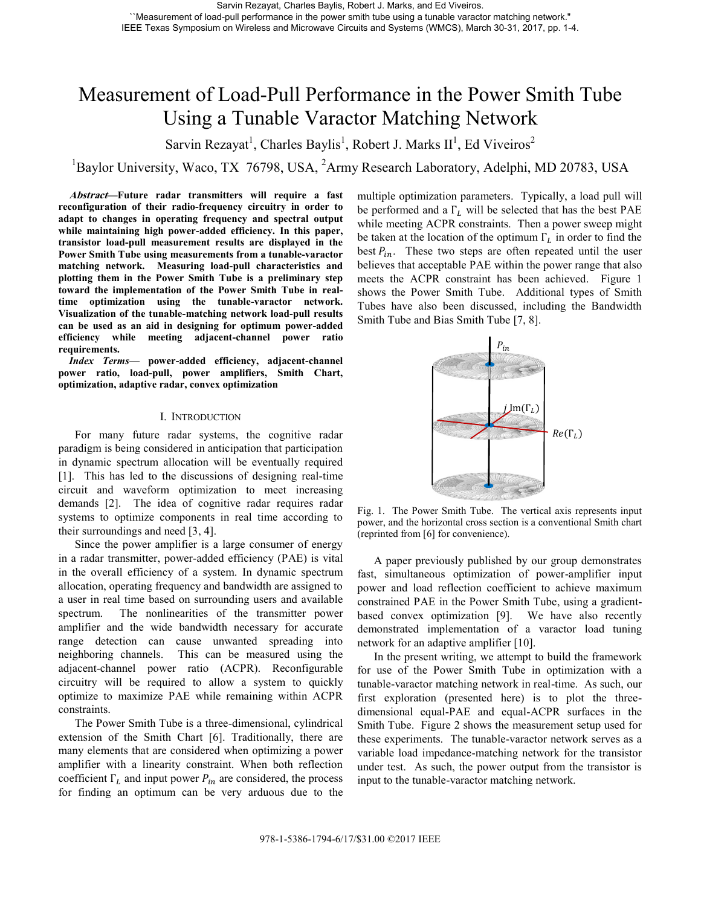Sarvin Rezayat, Charles Baylis, Robert J. Marks, and Ed Viveiros.
``Measurement of load-pull performance in the power smith tube using a tunable varactor matching network."
IEEE Texas Symposium on Wireless and Microwave Circuits and Systems (WMCS), March 30-31, 2017, pp. 1-4.

# Measurement of Load-Pull Performance in the Power Smith Tube Using a Tunable Varactor Matching Network

Sarvin Rezayat[1], Charles Baylis[1], Robert J. Marks II[1], Ed Viveiros[2]

[1]Baylor University, Waco, TX 76798, USA, [2]Army Research Laboratory, Adelphi, MD 20783, USA

***Abstract*—Future radar transmitters will require a fast reconfiguration of their radio-frequency circuitry in order to adapt to changes in operating frequency and spectral output while maintaining high power-added efficiency. In this paper, transistor load-pull measurement results are displayed in the Power Smith Tube using measurements from a tunable-varactor matching network. Measuring load-pull characteristics and plotting them in the Power Smith Tube is a preliminary step toward the implementation of the Power Smith Tube in real-time optimization using the tunable-varactor network. Visualization of the tunable-matching network load-pull results can be used as an aid in designing for optimum power-added efficiency while meeting adjacent-channel power ratio requirements.**

***Index Terms*— power-added efficiency, adjacent-channel power ratio, load-pull, power amplifiers, Smith Chart, optimization, adaptive radar, convex optimization**

## I. Introduction

For many future radar systems, the cognitive radar paradigm is being considered in anticipation that participation in dynamic spectrum allocation will be eventually required [1]. This has led to the discussions of designing real-time circuit and waveform optimization to meet increasing demands [2]. The idea of cognitive radar requires radar systems to optimize components in real time according to their surroundings and need [3, 4].

Since the power amplifier is a large consumer of energy in a radar transmitter, power-added efficiency (PAE) is vital in the overall efficiency of a system. In dynamic spectrum allocation, operating frequency and bandwidth are assigned to a user in real time based on surrounding users and available spectrum. The nonlinearities of the transmitter power amplifier and the wide bandwidth necessary for accurate range detection can cause unwanted spreading into neighboring channels. This can be measured using the adjacent-channel power ratio (ACPR). Reconfigurable circuitry will be required to allow a system to quickly optimize to maximize PAE while remaining within ACPR constraints.

The Power Smith Tube is a three-dimensional, cylindrical extension of the Smith Chart [6]. Traditionally, there are many elements that are considered when optimizing a power amplifier with a linearity constraint. When both reflection coefficient $\Gamma_L$ and input power $P_{in}$ are considered, the process for finding an optimum can be very arduous due to the multiple optimization parameters. Typically, a load pull will be performed and a $\Gamma_L$ will be selected that has the best PAE while meeting ACPR constraints. Then a power sweep might be taken at the location of the optimum $\Gamma_L$ in order to find the best $P_{in}$. These two steps are often repeated until the user believes that acceptable PAE within the power range that also meets the ACPR constraint has been achieved. Figure 1 shows the Power Smith Tube. Additional types of Smith Tubes have also been discussed, including the Bandwidth Smith Tube and Bias Smith Tube [7, 8].

Fig. 1. The Power Smith Tube. The vertical axis represents input power, and the horizontal cross section is a conventional Smith chart (reprinted from [6] for convenience).

A paper previously published by our group demonstrates fast, simultaneous optimization of power-amplifier input power and load reflection coefficient to achieve maximum constrained PAE in the Power Smith Tube, using a gradient-based convex optimization [9]. We have also recently demonstrated implementation of a varactor load tuning network for an adaptive amplifier [10].

In the present writing, we attempt to build the framework for use of the Power Smith Tube in optimization with a tunable-varactor matching network in real-time. As such, our first exploration (presented here) is to plot the three-dimensional equal-PAE and equal-ACPR surfaces in the Smith Tube. Figure 2 shows the measurement setup used for these experiments. The tunable-varactor network serves as a variable load impedance-matching network for the transistor under test. As such, the power output from the transistor is input to the tunable-varactor matching network.

978-1-5386-1794-6/17/$31.00 ©2017 IEEE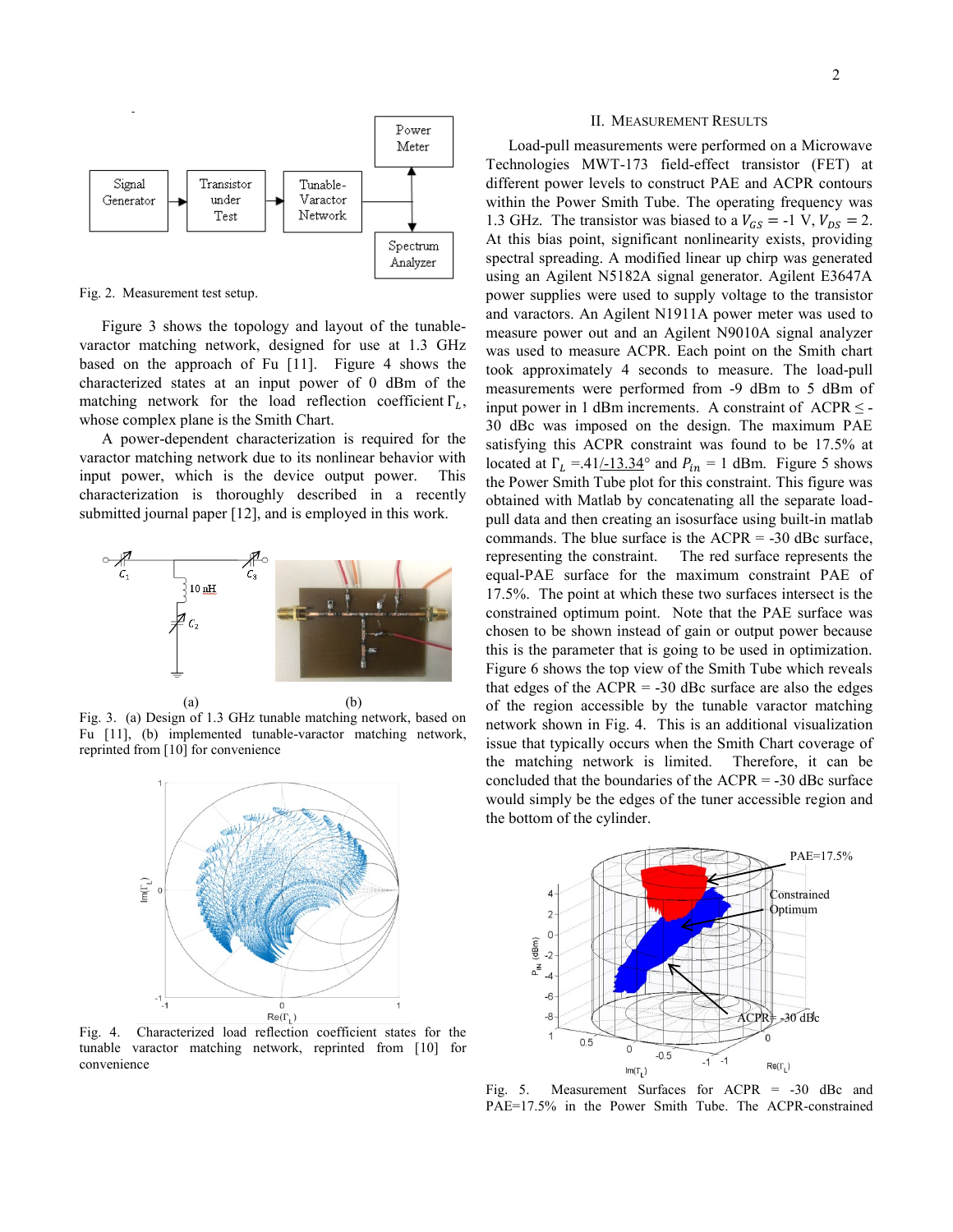Fig. 2. Measurement test setup.

Figure 3 shows the topology and layout of the tunable-varactor matching network, designed for use at 1.3 GHz based on the approach of Fu [11]. Figure 4 shows the characterized states at an input power of 0 dBm of the matching network for the load reflection coefficient $\Gamma_L$, whose complex plane is the Smith Chart.

A power-dependent characterization is required for the varactor matching network due to its nonlinear behavior with input power, which is the device output power. This characterization is thoroughly described in a recently submitted journal paper [12], and is employed in this work.

Fig. 3. (a) Design of 1.3 GHz tunable matching network, based on Fu [11], (b) implemented tunable-varactor matching network, reprinted from [10] for convenience

Fig. 4. Characterized load reflection coefficient states for the tunable varactor matching network, reprinted from [10] for convenience

## II. Measurement Results

Load-pull measurements were performed on a Microwave Technologies MWT-173 field-effect transistor (FET) at different power levels to construct PAE and ACPR contours within the Power Smith Tube. The operating frequency was 1.3 GHz. The transistor was biased to a $V_{GS}$ = -1 V, $V_{DS}$ = 2. At this bias point, significant nonlinearity exists, providing spectral spreading. A modified linear up chirp was generated using an Agilent N5182A signal generator. Agilent E3647A power supplies were used to supply voltage to the transistor and varactors. An Agilent N1911A power meter was used to measure power out and an Agilent N9010A signal analyzer was used to measure ACPR. Each point on the Smith chart took approximately 4 seconds to measure. The load-pull measurements were performed from -9 dBm to 5 dBm of input power in 1 dBm increments. A constraint of ACPR ≤ -30 dBc was imposed on the design. The maximum PAE satisfying this ACPR constraint was found to be 17.5% at located at $\Gamma_L$ =.41/-13.34° and $P_{in}$ = 1 dBm. Figure 5 shows the Power Smith Tube plot for this constraint. This figure was obtained with Matlab by concatenating all the separate load-pull data and then creating an isosurface using built-in matlab commands. The blue surface is the ACPR = -30 dBc surface, representing the constraint. The red surface represents the equal-PAE surface for the maximum constraint PAE of 17.5%. The point at which these two surfaces intersect is the constrained optimum point. Note that the PAE surface was chosen to be shown instead of gain or output power because this is the parameter that is going to be used in optimization. Figure 6 shows the top view of the Smith Tube which reveals that edges of the ACPR = -30 dBc surface are also the edges of the region accessible by the tunable varactor matching network shown in Fig. 4. This is an additional visualization issue that typically occurs when the Smith Chart coverage of the matching network is limited. Therefore, it can be concluded that the boundaries of the ACPR = -30 dBc surface would simply be the edges of the tuner accessible region and the bottom of the cylinder.

Fig. 5. Measurement Surfaces for ACPR = -30 dBc and PAE=17.5% in the Power Smith Tube. The ACPR-constrained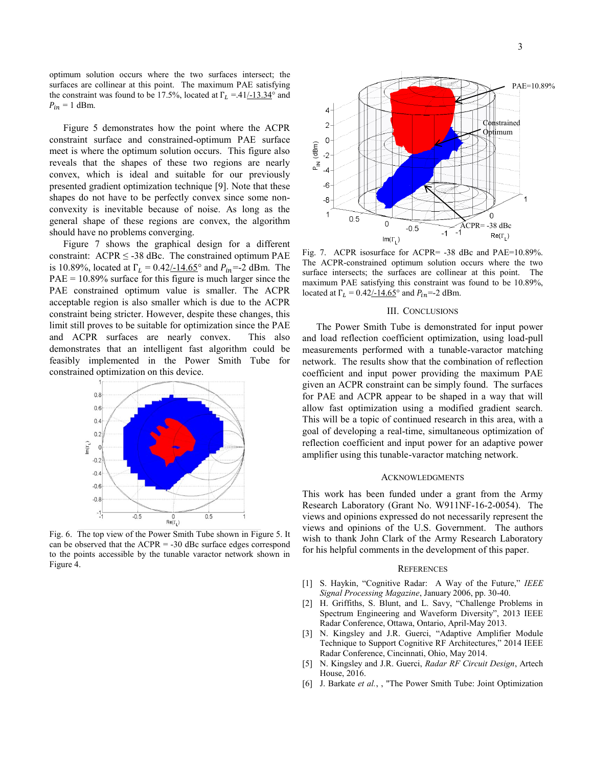optimum solution occurs where the two surfaces intersect; the surfaces are collinear at this point. The maximum PAE satisfying the constraint was found to be 17.5%, located at $\Gamma_L$ =.41/-13.34° and $P_{in}$ = 1 dBm.

Figure 5 demonstrates how the point where the ACPR constraint surface and constrained-optimum PAE surface meet is where the optimum solution occurs. This figure also reveals that the shapes of these two regions are nearly convex, which is ideal and suitable for our previously presented gradient optimization technique [9]. Note that these shapes do not have to be perfectly convex since some non-convexity is inevitable because of noise. As long as the general shape of these regions are convex, the algorithm should have no problems converging.

Figure 7 shows the graphical design for a different constraint: ACPR ≤ -38 dBc. The constrained optimum PAE is 10.89%, located at $\Gamma_L$ = 0.42/-14.65° and $P_{in}$=-2 dBm. The PAE = 10.89% surface for this figure is much larger since the PAE constrained optimum value is smaller. The ACPR acceptable region is also smaller which is due to the ACPR constraint being stricter. However, despite these changes, this limit still proves to be suitable for optimization since the PAE and ACPR surfaces are nearly convex. This also demonstrates that an intelligent fast algorithm could be feasibly implemented in the Power Smith Tube for constrained optimization on this device.

Fig. 6. The top view of the Power Smith Tube shown in Figure 5. It can be observed that the ACPR = -30 dBc surface edges correspond to the points accessible by the tunable varactor network shown in Figure 4.

Fig. 7. ACPR isosurface for ACPR= -38 dBc and PAE=10.89%. The ACPR-constrained optimum solution occurs where the two surface intersects; the surfaces are collinear at this point. The maximum PAE satisfying this constraint was found to be 10.89%, located at $\Gamma_L$ = 0.42/-14.65° and $P_{in}$=-2 dBm.

## III. Conclusions

The Power Smith Tube is demonstrated for input power and load reflection coefficient optimization, using load-pull measurements performed with a tunable-varactor matching network. The results show that the combination of reflection coefficient and input power providing the maximum PAE given an ACPR constraint can be simply found. The surfaces for PAE and ACPR appear to be shaped in a way that will allow fast optimization using a modified gradient search. This will be a topic of continued research in this area, with a goal of developing a real-time, simultaneous optimization of reflection coefficient and input power for an adaptive power amplifier using this tunable-varactor matching network.

## Acknowledgments

This work has been funded under a grant from the Army Research Laboratory (Grant No. W911NF-16-2-0054). The views and opinions expressed do not necessarily represent the views and opinions of the U.S. Government. The authors wish to thank John Clark of the Army Research Laboratory for his helpful comments in the development of this paper.

## References

[1] S. Haykin, "Cognitive Radar: A Way of the Future," *IEEE Signal Processing Magazine*, January 2006, pp. 30-40.

[2] H. Griffiths, S. Blunt, and L. Savy, "Challenge Problems in Spectrum Engineering and Waveform Diversity", 2013 IEEE Radar Conference, Ottawa, Ontario, April-May 2013.

[3] N. Kingsley and J.R. Guerci, "Adaptive Amplifier Module Technique to Support Cognitive RF Architectures," 2014 IEEE Radar Conference, Cincinnati, Ohio, May 2014.

[5] N. Kingsley and J.R. Guerci, *Radar RF Circuit Design*, Artech House, 2016.

[6] J. Barkate *et al.*, , "The Power Smith Tube: Joint Optimization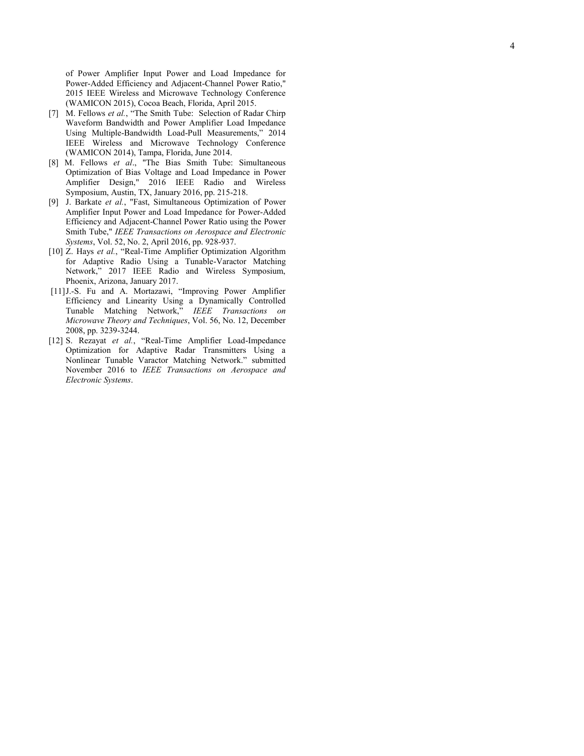of Power Amplifier Input Power and Load Impedance for Power-Added Efficiency and Adjacent-Channel Power Ratio," 2015 IEEE Wireless and Microwave Technology Conference (WAMICON 2015), Cocoa Beach, Florida, April 2015.

[7] M. Fellows *et al.*, "The Smith Tube: Selection of Radar Chirp Waveform Bandwidth and Power Amplifier Load Impedance Using Multiple-Bandwidth Load-Pull Measurements," 2014 IEEE Wireless and Microwave Technology Conference (WAMICON 2014), Tampa, Florida, June 2014.

[8] M. Fellows *et al*., "The Bias Smith Tube: Simultaneous Optimization of Bias Voltage and Load Impedance in Power Amplifier Design," 2016 IEEE Radio and Wireless Symposium, Austin, TX, January 2016, pp. 215-218.

[9] J. Barkate *et al.*, "Fast, Simultaneous Optimization of Power Amplifier Input Power and Load Impedance for Power-Added Efficiency and Adjacent-Channel Power Ratio using the Power Smith Tube," *IEEE Transactions on Aerospace and Electronic Systems*, Vol. 52, No. 2, April 2016, pp. 928-937.

[10] Z. Hays *et al.*, "Real-Time Amplifier Optimization Algorithm for Adaptive Radio Using a Tunable-Varactor Matching Network," 2017 IEEE Radio and Wireless Symposium, Phoenix, Arizona, January 2017.

[11] J.-S. Fu and A. Mortazawi, "Improving Power Amplifier Efficiency and Linearity Using a Dynamically Controlled Tunable Matching Network," *IEEE Transactions on Microwave Theory and Techniques*, Vol. 56, No. 12, December 2008, pp. 3239-3244.

[12] S. Rezayat *et al.*, "Real-Time Amplifier Load-Impedance Optimization for Adaptive Radar Transmitters Using a Nonlinear Tunable Varactor Matching Network." submitted November 2016 to *IEEE Transactions on Aerospace and Electronic Systems*.